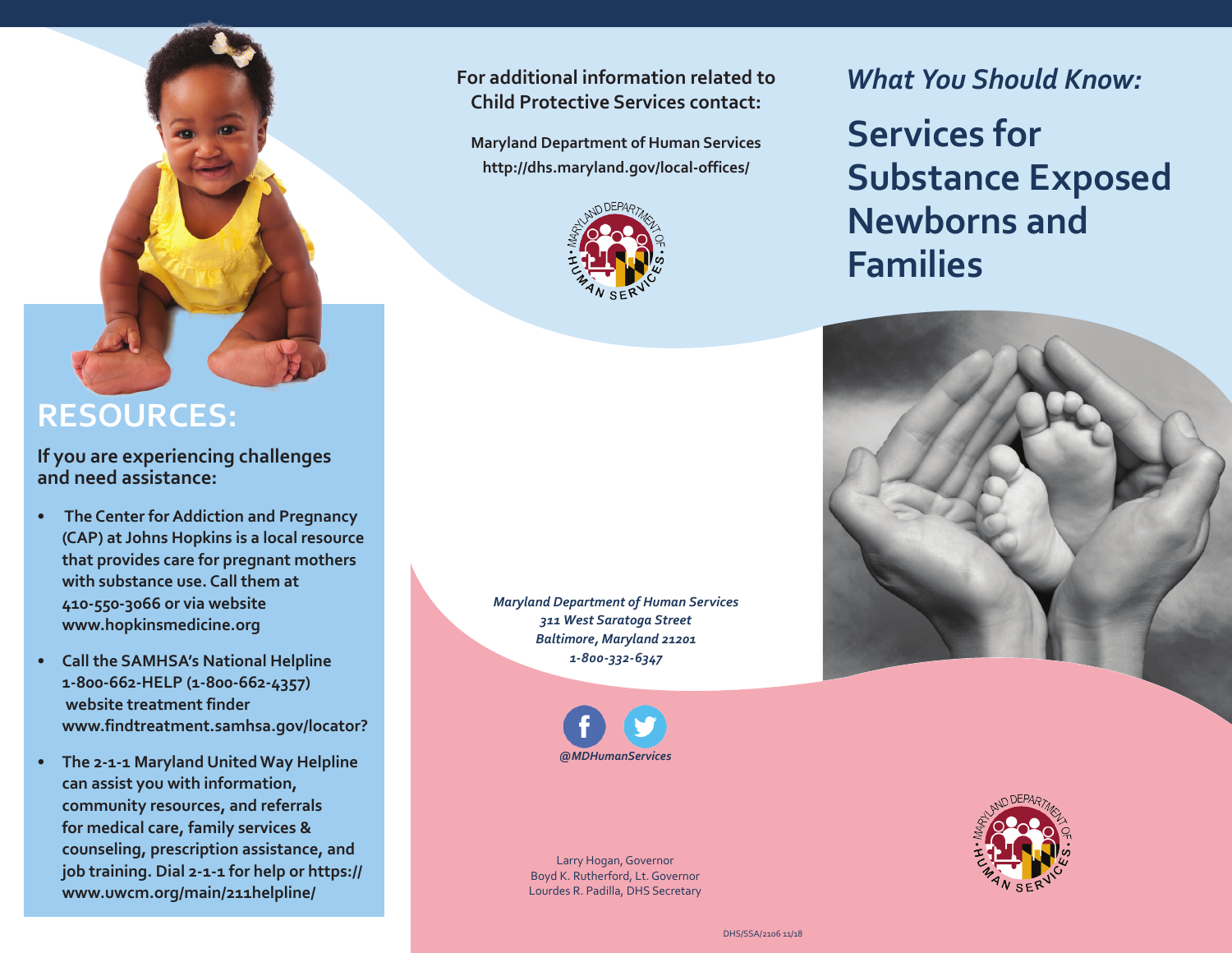## RESOURCES:

### If you are experiencing challenges and need assistance:

- The Center for Addiction and Pregnancy (CAP) at Johns Hopkins is a local resource that provides care for pregnant mothers with substance use. Call them at 410-550-3066 or via website www.hopkinsmedicine.org
- Call the SAMHSA's National Helpline 1-800-662-HELP (1-800-662-4357) website treatment finder www.findtreatment.samhsa.gov/locator?
- The 2-1-1 Maryland United Way Helpline can assist you with information, community resources, and referrals for medical care, family services & counseling, prescription assistance, and job training. Dial 2-1-1 for help or https://www.uwcm.org/main/211helpline/

**For additional information related to Child Protective Services contact:**

**Maryland Department of Human Services**
**http://dhs.maryland.gov/local-offices/**

*Maryland Department of Human Services*
*311 West Saratoga Street*
*Baltimore, Maryland 21201*
*1-800-332-6347*

*@MDHumanServices*

Larry Hogan, Governor
Boyd K. Rutherford, Lt. Governor
Lourdes R. Padilla, DHS Secretary

DHS/SSA/2106 11/18

*What You Should Know:*

# Services for Substance Exposed Newborns and Families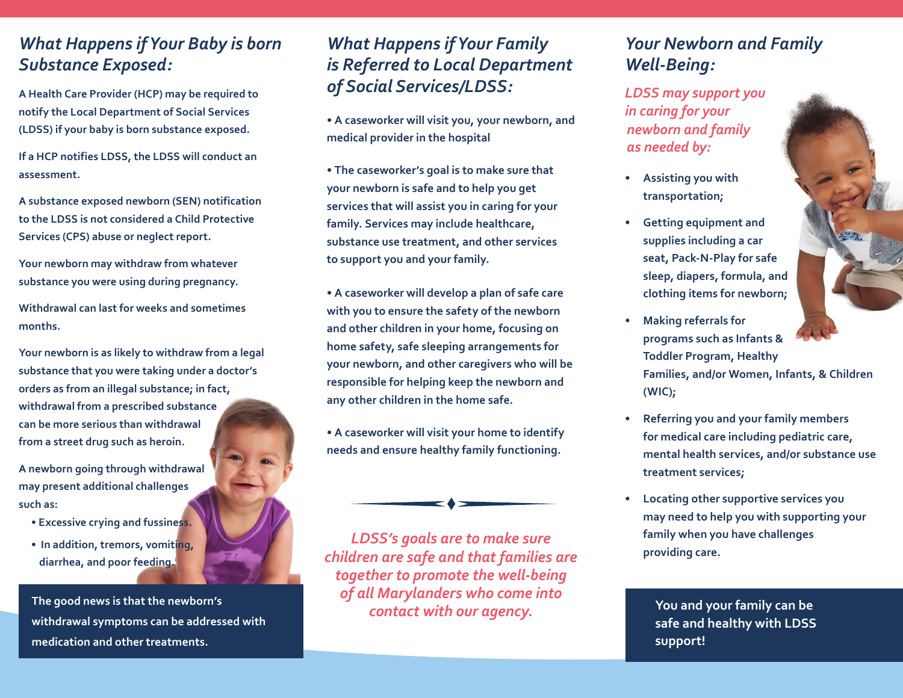## *What Happens if Your Baby is born Substance Exposed:*

**A Health Care Provider (HCP) may be required to notify the Local Department of Social Services (LDSS) if your baby is born substance exposed.**

**If a HCP notifies LDSS, the LDSS will conduct an assessment.**

**A substance exposed newborn (SEN) notification to the LDSS is not considered a Child Protective Services (CPS) abuse or neglect report.**

**Your newborn may withdraw from whatever substance you were using during pregnancy.**

**Withdrawal can last for weeks and sometimes months.**

**Your newborn is as likely to withdraw from a legal substance that you were taking under a doctor's orders as from an illegal substance; in fact, withdrawal from a prescribed substance can be more serious than withdrawal from a street drug such as heroin.**

**A newborn going through withdrawal may present additional challenges such as:**

- **Excessive crying and fussiness.**
- **In addition, tremors, vomiting, diarrhea, and poor feeding.**

**The good news is that the newborn's withdrawal symptoms can be addressed with medication and other treatments.**

## *What Happens if Your Family is Referred to Local Department of Social Services/LDSS:*

- **A caseworker will visit you, your newborn, and medical provider in the hospital**
- **The caseworker's goal is to make sure that your newborn is safe and to help you get services that will assist you in caring for your family. Services may include healthcare, substance use treatment, and other services to support you and your family.**
- **A caseworker will develop a plan of safe care with you to ensure the safety of the newborn and other children in your home, focusing on home safety, safe sleeping arrangements for your newborn, and other caregivers who will be responsible for helping keep the newborn and any other children in the home safe.**
- **A caseworker will visit your home to identify needs and ensure healthy family functioning.**

*LDSS's goals are to make sure children are safe and that families are together to promote the well-being of all Marylanders who come into contact with our agency.*

## *Your Newborn and Family Well-Being:*

*LDSS may support you in caring for your newborn and family as needed by:*

- **Assisting you with transportation;**
- **Getting equipment and supplies including a car seat, Pack-N-Play for safe sleep, diapers, formula, and clothing items for newborn;**
- **Making referrals for programs such as Infants & Toddler Program, Healthy Families, and/or Women, Infants, & Children (WIC);**
- **Referring you and your family members for medical care including pediatric care, mental health services, and/or substance use treatment services;**
- **Locating other supportive services you may need to help you with supporting your family when you have challenges providing care.**

**You and your family can be safe and healthy with LDSS support!**